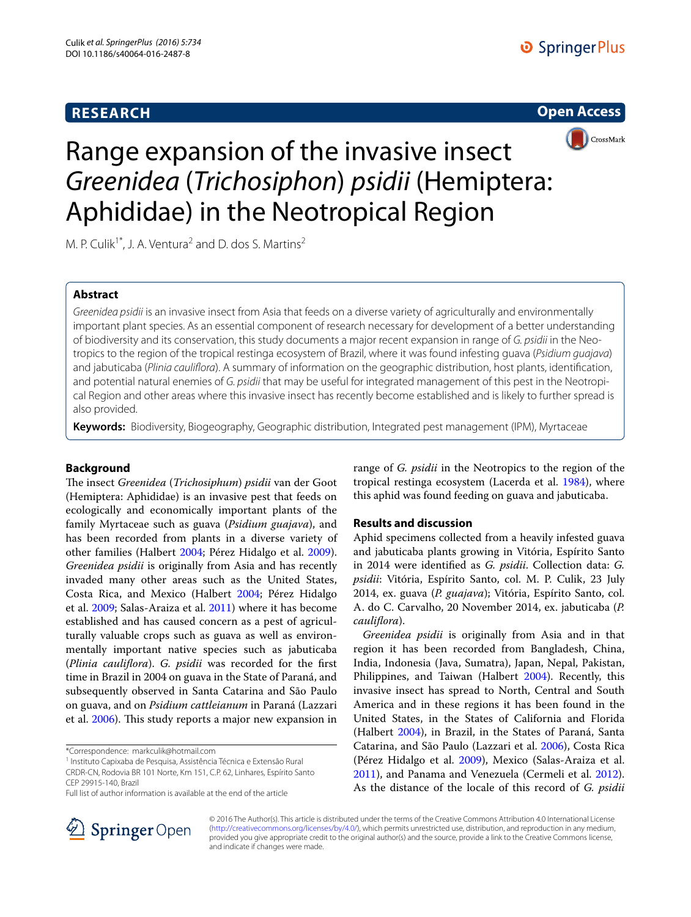RESEARCH

Open Access

# Range expansion of the invasive insect *Greenidea* (*Trichosiphon*) *psidii* (Hemiptera: Aphididae) in the Neotropical Region

M. P. Culik[1*], J. A. Ventura[2] and D. dos S. Martins[2]

## Abstract

*Greenidea psidii* is an invasive insect from Asia that feeds on a diverse variety of agriculturally and environmentally important plant species. As an essential component of research necessary for development of a better understanding of biodiversity and its conservation, this study documents a major recent expansion in range of *G. psidii* in the Neotropics to the region of the tropical restinga ecosystem of Brazil, where it was found infesting guava (*Psidium guajava*) and jabuticaba (*Plinia cauliflora*). A summary of information on the geographic distribution, host plants, identification, and potential natural enemies of *G. psidii* that may be useful for integrated management of this pest in the Neotropical Region and other areas where this invasive insect has recently become established and is likely to further spread is also provided.

**Keywords:** Biodiversity, Biogeography, Geographic distribution, Integrated pest management (IPM), Myrtaceae

## Background

The insect *Greenidea* (*Trichosiphum*) *psidii* van der Goot (Hemiptera: Aphididae) is an invasive pest that feeds on ecologically and economically important plants of the family Myrtaceae such as guava (*Psidium guajava*), and has been recorded from plants in a diverse variety of other families (Halbert 2004; Pérez Hidalgo et al. 2009). *Greenidea psidii* is originally from Asia and has recently invaded many other areas such as the United States, Costa Rica, and Mexico (Halbert 2004; Pérez Hidalgo et al. 2009; Salas-Araiza et al. 2011) where it has become established and has caused concern as a pest of agriculturally valuable crops such as guava as well as environmentally important native species such as jabuticaba (*Plinia cauliflora*). *G. psidii* was recorded for the first time in Brazil in 2004 on guava in the State of Paraná, and subsequently observed in Santa Catarina and São Paulo on guava, and on *Psidium cattleianum* in Paraná (Lazzari et al. 2006). This study reports a major new expansion in range of *G. psidii* in the Neotropics to the region of the tropical restinga ecosystem (Lacerda et al. 1984), where this aphid was found feeding on guava and jabuticaba.

## Results and discussion

Aphid specimens collected from a heavily infested guava and jabuticaba plants growing in Vitória, Espírito Santo in 2014 were identified as *G. psidii*. Collection data: *G. psidii*: Vitória, Espírito Santo, col. M. P. Culik, 23 July 2014, ex. guava (*P. guajava*); Vitória, Espírito Santo, col. A. do C. Carvalho, 20 November 2014, ex. jabuticaba (*P. cauliflora*).

*Greenidea psidii* is originally from Asia and in that region it has been recorded from Bangladesh, China, India, Indonesia (Java, Sumatra), Japan, Nepal, Pakistan, Philippines, and Taiwan (Halbert 2004). Recently, this invasive insect has spread to North, Central and South America and in these regions it has been found in the United States, in the States of California and Florida (Halbert 2004), in Brazil, in the States of Paraná, Santa Catarina, and São Paulo (Lazzari et al. 2006), Costa Rica (Pérez Hidalgo et al. 2009), Mexico (Salas-Araiza et al. 2011), and Panama and Venezuela (Cermeli et al. 2012). As the distance of the locale of this record of *G. psidii*

*Correspondence: markculik@hotmail.com
[1] Instituto Capixaba de Pesquisa, Assistência Técnica e Extensão Rural CRDR-CN, Rodovia BR 101 Norte, Km 151, C.P. 62, Linhares, Espírito Santo CEP 29915-140, Brazil
Full list of author information is available at the end of the article

© 2016 The Author(s). This article is distributed under the terms of the Creative Commons Attribution 4.0 International License (http://creativecommons.org/licenses/by/4.0/), which permits unrestricted use, distribution, and reproduction in any medium, provided you give appropriate credit to the original author(s) and the source, provide a link to the Creative Commons license, and indicate if changes were made.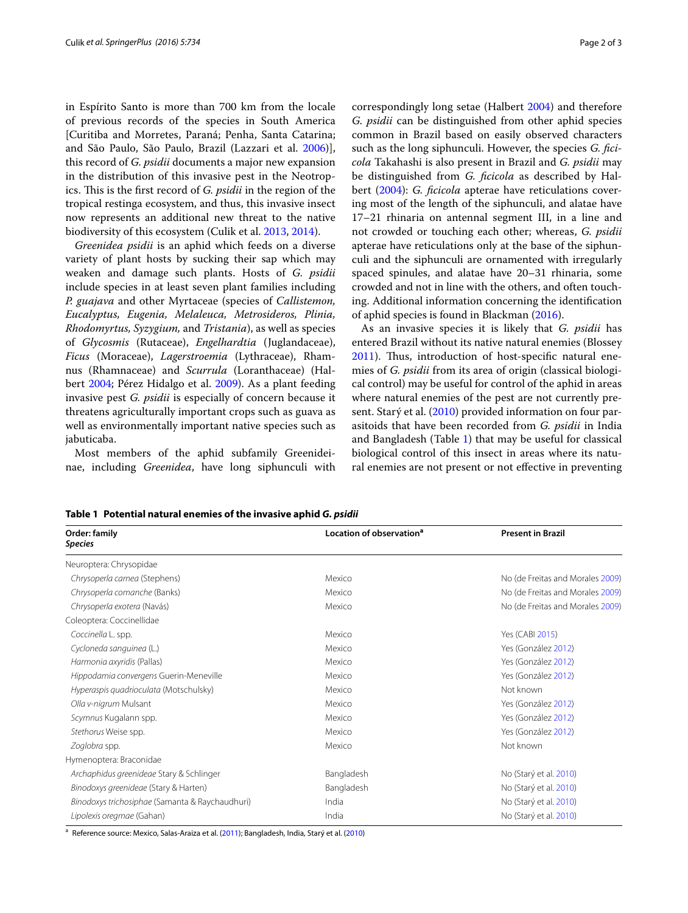in Espírito Santo is more than 700 km from the locale of previous records of the species in South America [Curitiba and Morretes, Paraná; Penha, Santa Catarina; and São Paulo, São Paulo, Brazil (Lazzari et al. 2006)], this record of *G. psidii* documents a major new expansion in the distribution of this invasive pest in the Neotropics. This is the first record of *G. psidii* in the region of the tropical restinga ecosystem, and thus, this invasive insect now represents an additional new threat to the native biodiversity of this ecosystem (Culik et al. 2013, 2014).

*Greenidea psidii* is an aphid which feeds on a diverse variety of plant hosts by sucking their sap which may weaken and damage such plants. Hosts of *G. psidii* include species in at least seven plant families including *P. guajava* and other Myrtaceae (species of *Callistemon, Eucalyptus, Eugenia, Melaleuca, Metrosideros, Plinia, Rhodomyrtus, Syzygium,* and *Tristania*), as well as species of *Glycosmis* (Rutaceae), *Engelhardtia* (Juglandaceae), *Ficus* (Moraceae), *Lagerstroemia* (Lythraceae), Rhamnus (Rhamnaceae) and *Scurrula* (Loranthaceae) (Halbert 2004; Pérez Hidalgo et al. 2009). As a plant feeding invasive pest *G. psidii* is especially of concern because it threatens agriculturally important crops such as guava as well as environmentally important native species such as jabuticaba.

Most members of the aphid subfamily Greenideinae, including *Greenidea*, have long siphunculi with correspondingly long setae (Halbert 2004) and therefore *G. psidii* can be distinguished from other aphid species common in Brazil based on easily observed characters such as the long siphunculi. However, the species *G. ficicola* Takahashi is also present in Brazil and *G. psidii* may be distinguished from *G. ficicola* as described by Halbert (2004): *G. ficicola* apterae have reticulations covering most of the length of the siphunculi, and alatae have 17–21 rhinaria on antennal segment III, in a line and not crowded or touching each other; whereas, *G. psidii* apterae have reticulations only at the base of the siphunculi and the siphunculi are ornamented with irregularly spaced spinules, and alatae have 20–31 rhinaria, some crowded and not in line with the others, and often touching. Additional information concerning the identification of aphid species is found in Blackman (2016).

As an invasive species it is likely that *G. psidii* has entered Brazil without its native natural enemies (Blossey 2011). Thus, introduction of host-specific natural enemies of *G. psidii* from its area of origin (classical biological control) may be useful for control of the aphid in areas where natural enemies of the pest are not currently present. Starý et al. (2010) provided information on four parasitoids that have been recorded from *G. psidii* in India and Bangladesh (Table 1) that may be useful for classical biological control of this insect in areas where its natural enemies are not present or not effective in preventing

**Table 1 Potential natural enemies of the invasive aphid *G. psidii***

| Order: family<br>*Species* | Location of observation[a] | Present in Brazil |
|---|---|---|
| Neuroptera: Chrysopidae | | |
| *Chrysoperla carnea* (Stephens) | Mexico | No (de Freitas and Morales 2009) |
| *Chrysoperla comanche* (Banks) | Mexico | No (de Freitas and Morales 2009) |
| *Chrysoperla exotera* (Navás) | Mexico | No (de Freitas and Morales 2009) |
| Coleoptera: Coccinellidae | | |
| *Coccinella* L. spp. | Mexico | Yes (CABI 2015) |
| *Cycloneda sanguinea* (L.) | Mexico | Yes (González 2012) |
| *Harmonia axyridis* (Pallas) | Mexico | Yes (González 2012) |
| *Hippodamia convergens* Guerin-Meneville | Mexico | Yes (González 2012) |
| *Hyperaspis quadrioculata* (Motschulsky) | Mexico | Not known |
| *Olla v-nigrum* Mulsant | Mexico | Yes (González 2012) |
| *Scymnus* Kugalann spp. | Mexico | Yes (González 2012) |
| *Stethorus* Weise spp. | Mexico | Yes (González 2012) |
| *Zoglobra* spp. | Mexico | Not known |
| Hymenoptera: Braconidae | | |
| *Archaphidus greenideae* Stary & Schlinger | Bangladesh | No (Starý et al. 2010) |
| *Binodoxys greenideae* (Stary & Harten) | Bangladesh | No (Starý et al. 2010) |
| *Binodoxys trichosiphae* (Samanta & Raychaudhuri) | India | No (Starý et al. 2010) |
| *Lipolexis oregmae* (Gahan) | India | No (Starý et al. 2010) |

[a] Reference source: Mexico, Salas-Araiza et al. (2011); Bangladesh, India, Starý et al. (2010)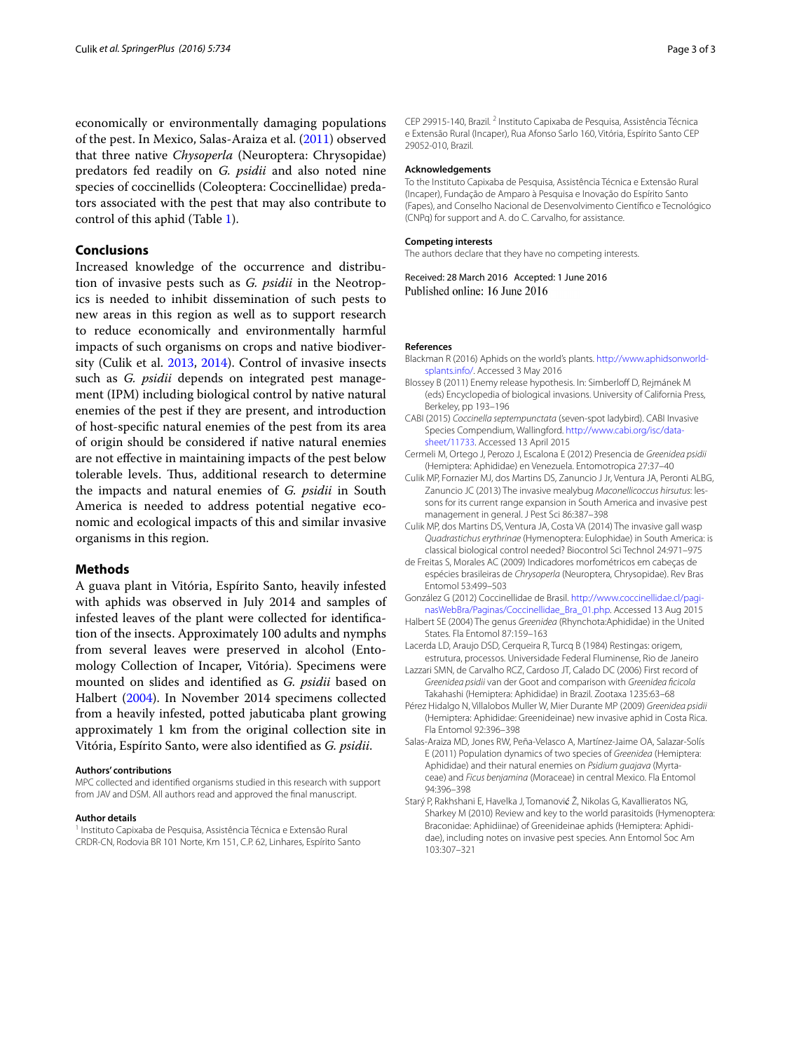economically or environmentally damaging populations of the pest. In Mexico, Salas-Araiza et al. (2011) observed that three native *Chysoperla* (Neuroptera: Chrysopidae) predators fed readily on *G. psidii* and also noted nine species of coccinellids (Coleoptera: Coccinellidae) predators associated with the pest that may also contribute to control of this aphid (Table 1).

## Conclusions

Increased knowledge of the occurrence and distribution of invasive pests such as *G. psidii* in the Neotropics is needed to inhibit dissemination of such pests to new areas in this region as well as to support research to reduce economically and environmentally harmful impacts of such organisms on crops and native biodiversity (Culik et al. 2013, 2014). Control of invasive insects such as *G. psidii* depends on integrated pest management (IPM) including biological control by native natural enemies of the pest if they are present, and introduction of host-specific natural enemies of the pest from its area of origin should be considered if native natural enemies are not effective in maintaining impacts of the pest below tolerable levels. Thus, additional research to determine the impacts and natural enemies of *G. psidii* in South America is needed to address potential negative economic and ecological impacts of this and similar invasive organisms in this region.

## Methods

A guava plant in Vitória, Espírito Santo, heavily infested with aphids was observed in July 2014 and samples of infested leaves of the plant were collected for identification of the insects. Approximately 100 adults and nymphs from several leaves were preserved in alcohol (Entomology Collection of Incaper, Vitória). Specimens were mounted on slides and identified as *G. psidii* based on Halbert (2004). In November 2014 specimens collected from a heavily infested, potted jabuticaba plant growing approximately 1 km from the original collection site in Vitória, Espírito Santo, were also identified as *G. psidii*.

#### Authors' contributions

MPC collected and identified organisms studied in this research with support from JAV and DSM. All authors read and approved the final manuscript.

#### Author details

[1] Instituto Capixaba de Pesquisa, Assistência Técnica e Extensão Rural CRDR-CN, Rodovia BR 101 Norte, Km 151, C.P. 62, Linhares, Espírito Santo CEP 29915-140, Brazil. [2] Instituto Capixaba de Pesquisa, Assistência Técnica e Extensão Rural (Incaper), Rua Afonso Sarlo 160, Vitória, Espírito Santo CEP 29052-010, Brazil.

#### Acknowledgements

To the Instituto Capixaba de Pesquisa, Assistência Técnica e Extensão Rural (Incaper), Fundação de Amparo à Pesquisa e Inovação do Espírito Santo (Fapes), and Conselho Nacional de Desenvolvimento Científico e Tecnológico (CNPq) for support and A. do C. Carvalho, for assistance.

#### Competing interests

The authors declare that they have no competing interests.

Received: 28 March 2016 Accepted: 1 June 2016
Published online: 16 June 2016

#### References

Blackman R (2016) Aphids on the world's plants. http://www.aphidsonworldsplants.info/. Accessed 3 May 2016

Blossey B (2011) Enemy release hypothesis. In: Simberloff D, Rejmánek M (eds) Encyclopedia of biological invasions. University of California Press, Berkeley, pp 193–196

CABI (2015) *Coccinella septempunctata* (seven-spot ladybird). CABI Invasive Species Compendium, Wallingford. http://www.cabi.org/isc/datasheet/11733. Accessed 13 April 2015

Cermeli M, Ortego J, Perozo J, Escalona E (2012) Presencia de *Greenidea psidii* (Hemiptera: Aphididae) en Venezuela. Entomotropica 27:37–40

Culik MP, Fornazier MJ, dos Martins DS, Zanuncio J Jr, Ventura JA, Peronti ALBG, Zanuncio JC (2013) The invasive mealybug *Maconellicoccus hirsutus*: lessons for its current range expansion in South America and invasive pest management in general. J Pest Sci 86:387–398

Culik MP, dos Martins DS, Ventura JA, Costa VA (2014) The invasive gall wasp *Quadrastichus erythrinae* (Hymenoptera: Eulophidae) in South America: is classical biological control needed? Biocontrol Sci Technol 24:971–975

de Freitas S, Morales AC (2009) Indicadores morfométricos em cabeças de espécies brasileiras de *Chrysoperla* (Neuroptera, Chrysopidae). Rev Bras Entomol 53:499–503

González G (2012) Coccinellidae de Brasil. http://www.coccinellidae.cl/paginasWebBra/Paginas/Coccinellidae_Bra_01.php. Accessed 13 Aug 2015

Halbert SE (2004) The genus *Greenidea* (Rhynchota:Aphididae) in the United States. Fla Entomol 87:159–163

Lacerda LD, Araujo DSD, Cerqueira R, Turcq B (1984) Restingas: origem, estrutura, processos. Universidade Federal Fluminense, Rio de Janeiro

Lazzari SMN, de Carvalho RCZ, Cardoso JT, Calado DC (2006) First record of *Greenidea psidii* van der Goot and comparison with *Greenidea ficicola* Takahashi (Hemiptera: Aphididae) in Brazil. Zootaxa 1235:63–68

Pérez Hidalgo N, Villalobos Muller W, Mier Durante MP (2009) *Greenidea psidii* (Hemiptera: Aphididae: Greenideinae) new invasive aphid in Costa Rica. Fla Entomol 92:396–398

Salas-Araiza MD, Jones RW, Peña-Velasco A, Martínez-Jaime OA, Salazar-Solís E (2011) Population dynamics of two species of *Greenidea* (Hemiptera: Aphididae) and their natural enemies on *Psidium guajava* (Myrtaceae) and *Ficus benjamina* (Moraceae) in central Mexico. Fla Entomol 94:396–398

Starý P, Rakhshani E, Havelka J, Tomanović Ž, Nikolas G, Kavallieratos NG, Sharkey M (2010) Review and key to the world parasitoids (Hymenoptera: Braconidae: Aphidiinae) of Greenideinae aphids (Hemiptera: Aphididae), including notes on invasive pest species. Ann Entomol Soc Am 103:307–321